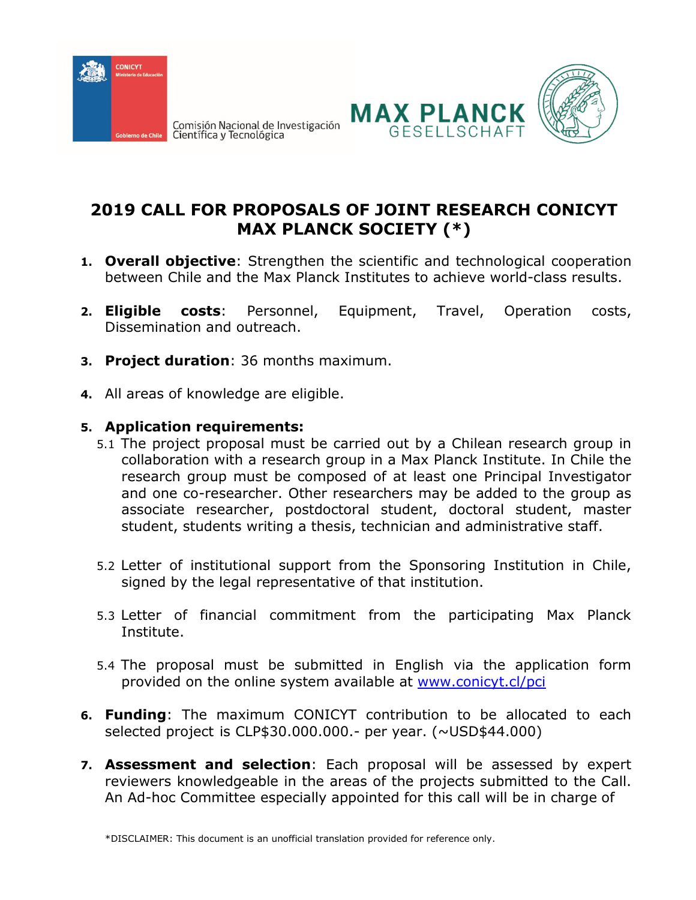CONICYT
Ministerio de Educación
Gobierno de Chile

Comisión Nacional de Investigación Científica y Tecnológica

MAX PLANCK GESELLSCHAFT

# 2019 CALL FOR PROPOSALS OF JOINT RESEARCH CONICYT MAX PLANCK SOCIETY (*)

1. **Overall objective**: Strengthen the scientific and technological cooperation between Chile and the Max Planck Institutes to achieve world-class results.

2. **Eligible costs**: Personnel, Equipment, Travel, Operation costs, Dissemination and outreach.

3. **Project duration**: 36 months maximum.

4. All areas of knowledge are eligible.

5. **Application requirements:**

   5.1 The project proposal must be carried out by a Chilean research group in collaboration with a research group in a Max Planck Institute. In Chile the research group must be composed of at least one Principal Investigator and one co-researcher. Other researchers may be added to the group as associate researcher, postdoctoral student, doctoral student, master student, students writing a thesis, technician and administrative staff.

   5.2 Letter of institutional support from the Sponsoring Institution in Chile, signed by the legal representative of that institution.

   5.3 Letter of financial commitment from the participating Max Planck Institute.

   5.4 The proposal must be submitted in English via the application form provided on the online system available at [www.conicyt.cl/pci](www.conicyt.cl/pci)

6. **Funding**: The maximum CONICYT contribution to be allocated to each selected project is CLP$30.000.000.- per year. (~USD$44.000)

7. **Assessment and selection**: Each proposal will be assessed by expert reviewers knowledgeable in the areas of the projects submitted to the Call. An Ad-hoc Committee especially appointed for this call will be in charge of

*DISCLAIMER: This document is an unofficial translation provided for reference only.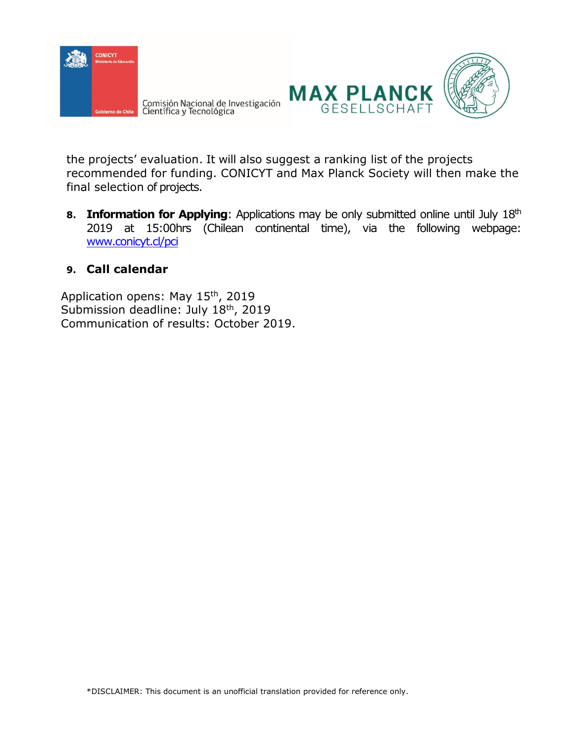the projects' evaluation. It will also suggest a ranking list of the projects recommended for funding. CONICYT and Max Planck Society will then make the final selection of projects.

8. **Information for Applying**: Applications may be only submitted online until July 18th 2019 at 15:00hrs (Chilean continental time), via the following webpage: www.conicyt.cl/pci

9. **Call calendar**

Application opens: May 15th, 2019
Submission deadline: July 18th, 2019
Communication of results: October 2019.

*DISCLAIMER: This document is an unofficial translation provided for reference only.